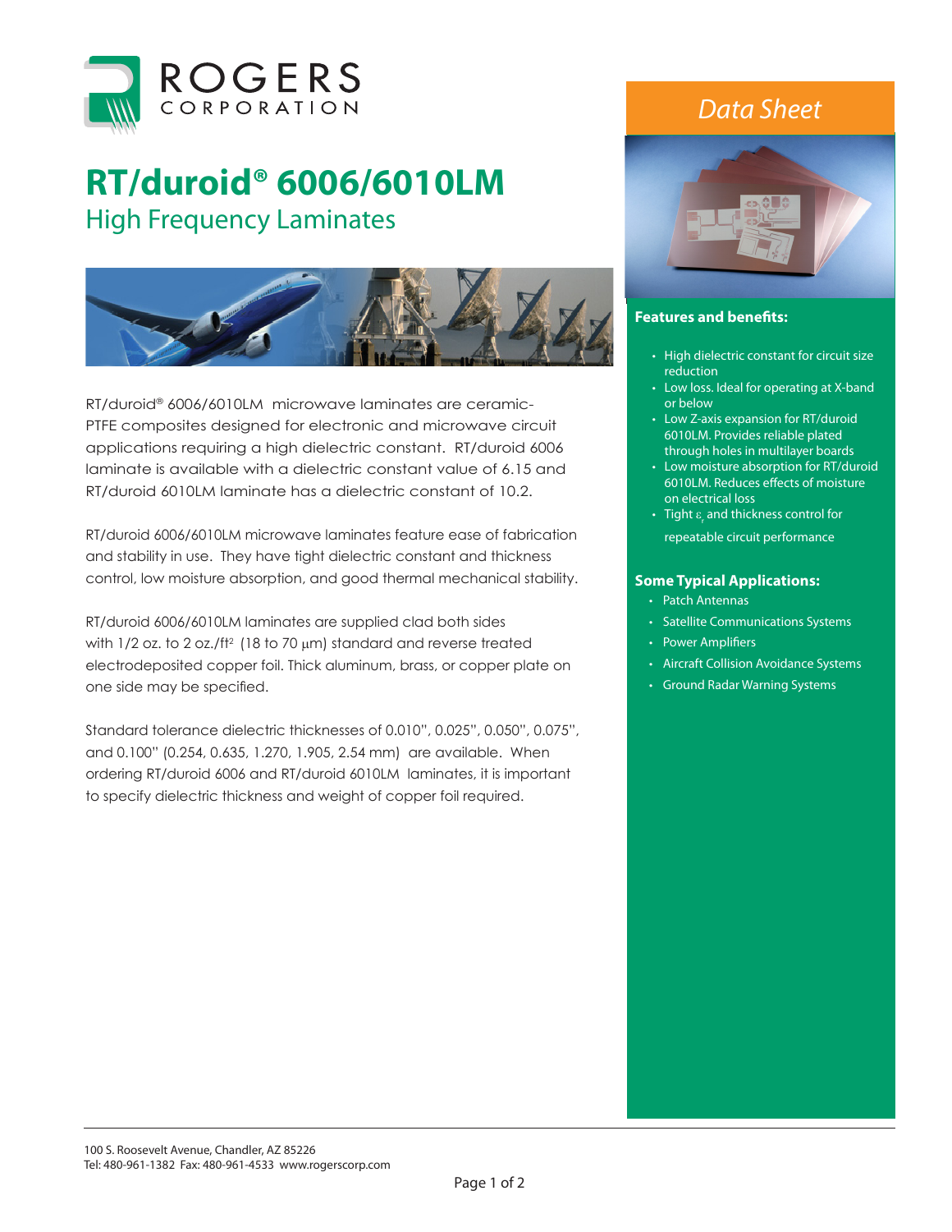# RT/duroid® 6006/6010LM

## High Frequency Laminates

Data Sheet

RT/duroid® 6006/6010LM microwave laminates are ceramic-PTFE composites designed for electronic and microwave circuit applications requiring a high dielectric constant. RT/duroid 6006 laminate is available with a dielectric constant value of 6.15 and RT/duroid 6010LM laminate has a dielectric constant of 10.2.

RT/duroid 6006/6010LM microwave laminates feature ease of fabrication and stability in use. They have tight dielectric constant and thickness control, low moisture absorption, and good thermal mechanical stability.

RT/duroid 6006/6010LM laminates are supplied clad both sides with 1/2 oz. to 2 oz./ft² (18 to 70 μm) standard and reverse treated electrodeposited copper foil. Thick aluminum, brass, or copper plate on one side may be specified.

Standard tolerance dielectric thicknesses of 0.010", 0.025", 0.050", 0.075", and 0.100" (0.254, 0.635, 1.270, 1.905, 2.54 mm) are available. When ordering RT/duroid 6006 and RT/duroid 6010LM laminates, it is important to specify dielectric thickness and weight of copper foil required.

### Features and benefits:

- High dielectric constant for circuit size reduction
- Low loss. Ideal for operating at X-band or below
- Low Z-axis expansion for RT/duroid 6010LM. Provides reliable plated through holes in multilayer boards
- Low moisture absorption for RT/duroid 6010LM. Reduces effects of moisture on electrical loss
- Tight $\varepsilon_r$ and thickness control for repeatable circuit performance

### Some Typical Applications:

- Patch Antennas
- Satellite Communications Systems
- Power Amplifiers
- Aircraft Collision Avoidance Systems
- Ground Radar Warning Systems

100 S. Roosevelt Avenue, Chandler, AZ 85226
Tel: 480-961-1382 Fax: 480-961-4533 www.rogerscorp.com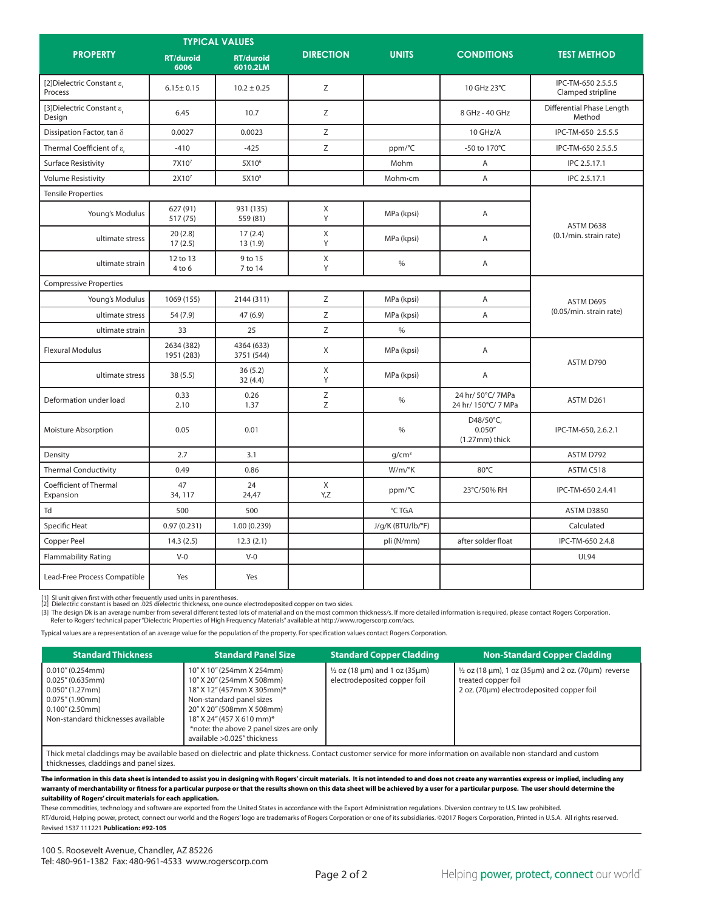| PROPERTY | TYPICAL VALUES RT/duroid 6006 | RT/duroid 6010.2LM | DIRECTION | UNITS | CONDITIONS | TEST METHOD |
|---|---|---|---|---|---|---|
| [2]Dielectric Constant $\varepsilon_r$ Process | 6.15± 0.15 | 10.2 ± 0.25 | Z | | 10 GHz 23°C | IPC-TM-650 2.5.5.5 Clamped stripline |
| [3]Dielectric Constant $\varepsilon_r$ Design | 6.45 | 10.7 | Z | | 8 GHz - 40 GHz | Differential Phase Length Method |
| Dissipation Factor, tan $\delta$ | 0.0027 | 0.0023 | Z | | 10 GHz/A | IPC-TM-650 2.5.5.5 |
| Thermal Coefficient of $\varepsilon_r$ | -410 | -425 | Z | ppm/°C | -50 to 170°C | IPC-TM-650 2.5.5.5 |
| Surface Resistivity | $7X10^7$ | $5X10^6$ | | Mohm | A | IPC 2.5.17.1 |
| Volume Resistivity | $2X10^7$ | $5X10^5$ | | Mohm•cm | A | IPC 2.5.17.1 |
| Tensile Properties | | | | | | ASTM D638 (0.1/min. strain rate) |
| Young's Modulus | 627 (91) 517 (75) | 931 (135) 559 (81) | X Y | MPa (kpsi) | A | |
| ultimate stress | 20 (2.8) 17 (2.5) | 17 (2.4) 13 (1.9) | X Y | MPa (kpsi) | A | |
| ultimate strain | 12 to 13 4 to 6 | 9 to 15 7 to 14 | X Y | % | A | |
| Compressive Properties | | | | | | ASTM D695 (0.05/min. strain rate) |
| Young's Modulus | 1069 (155) | 2144 (311) | Z | MPa (kpsi) | A | |
| ultimate stress | 54 (7.9) | 47 (6.9) | Z | MPa (kpsi) | A | |
| ultimate strain | 33 | 25 | Z | % | | |
| Flexural Modulus | 2634 (382) 1951 (283) | 4364 (633) 3751 (544) | X | MPa (kpsi) | A | ASTM D790 |
| ultimate stress | 38 (5.5) | 36 (5.2) 32 (4.4) | X Y | MPa (kpsi) | A | |
| Deformation under load | 0.33 2.10 | 0.26 1.37 | Z Z | % | 24 hr/ 50°C/ 7MPa 24 hr/ 150°C/ 7 MPa | ASTM D261 |
| Moisture Absorption | 0.05 | 0.01 | | % | D48/50°C, 0.050" (1.27mm) thick | IPC-TM-650, 2.6.2.1 |
| Density | 2.7 | 3.1 | | g/cm³ | | ASTM D792 |
| Thermal Conductivity | 0.49 | 0.86 | | W/m/°K | 80°C | ASTM C518 |
| Coefficient of Thermal Expansion | 47 34, 117 | 24 24,47 | X Y,Z | ppm/°C | 23°C/50% RH | IPC-TM-650 2.4.41 |
| Td | 500 | 500 | | °C TGA | | ASTM D3850 |
| Specific Heat | 0.97 (0.231) | 1.00 (0.239) | | J/g/K (BTU/lb/°F) | | Calculated |
| Copper Peel | 14.3 (2.5) | 12.3 (2.1) | | pli (N/mm) | after solder float | IPC-TM-650 2.4.8 |
| Flammability Rating | V-0 | V-0 | | | | UL94 |
| Lead-Free Process Compatible | Yes | Yes | | | | |

[1] SI unit given first with other frequently used units in parentheses.
[2] Dielectric constant is based on .025 dielectric thickness, one ounce electrodeposited copper on two sides.
[3] The design Dk is an average number from several different tested lots of material and on the most common thickness/s. If more detailed information is required, please contact Rogers Corporation. Refer to Rogers' technical paper "Dielectric Properties of High Frequency Materials" available at http://www.rogerscorp.com/acs.

Typical values are a representation of an average value for the population of the property. For specification values contact Rogers Corporation.

| Standard Thickness | Standard Panel Size | Standard Copper Cladding | Non-Standard Copper Cladding |
|---|---|---|---|
| 0.010" (0.254mm)<br>0.025" (0.635mm)<br>0.050" (1.27mm)<br>0.075" (1.90mm)<br>0.100" (2.50mm)<br>Non-standard thicknesses available | 10" X 10" (254mm X 254mm)<br>10" X 20" (254mm X 508mm)<br>18" X 12" (457mm X 305mm)*<br>Non-standard panel sizes<br>20" X 20" (508mm X 508mm)<br>18" X 24" (457 X 610 mm)*<br>*note: the above 2 panel sizes are only available >0.025" thickness | ½ oz (18 µm) and 1 oz (35µm) electrodeposited copper foil | ½ oz (18 µm), 1 oz (35µm) and 2 oz. (70µm) reverse treated copper foil<br>2 oz. (70µm) electrodeposited copper foil |

Thick metal claddings may be available based on dielectric and plate thickness. Contact customer service for more information on available non-standard and custom thicknesses, claddings and panel sizes.

**The information in this data sheet is intended to assist you in designing with Rogers' circuit materials. It is not intended to and does not create any warranties express or implied, including any warranty of merchantability or fitness for a particular purpose or that the results shown on this data sheet will be achieved by a user for a particular purpose. The user should determine the suitability of Rogers' circuit materials for each application.**

These commodities, technology and software are exported from the United States in accordance with the Export Administration regulations. Diversion contrary to U.S. law prohibited.

RT/duroid, Helping power, protect, connect our world and the Rogers' logo are trademarks of Rogers Corporation or one of its subsidiaries. ©2017 Rogers Corporation, Printed in U.S.A. All rights reserved.

Revised 1537 111221 **Publication: #92-105**

100 S. Roosevelt Avenue, Chandler, AZ 85226
Tel: 480-961-1382 Fax: 480-961-4533 www.rogerscorp.com

Helping power, protect, connect our world